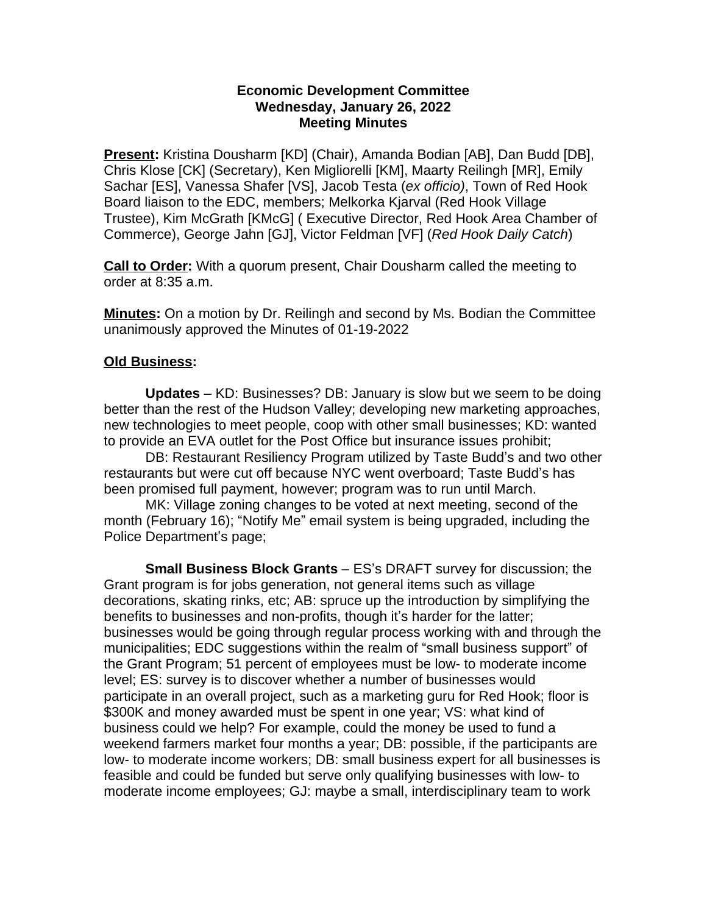**Economic Development Committee**
**Wednesday, January 26, 2022**
**Meeting Minutes**

**Present:** Kristina Dousharm [KD] (Chair), Amanda Bodian [AB], Dan Budd [DB], Chris Klose [CK] (Secretary), Ken Migliorelli [KM], Maarty Reilingh [MR], Emily Sachar [ES], Vanessa Shafer [VS], Jacob Testa (*ex officio)*, Town of Red Hook Board liaison to the EDC, members; Melkorka Kjarval (Red Hook Village Trustee), Kim McGrath [KMcG] ( Executive Director, Red Hook Area Chamber of Commerce), George Jahn [GJ], Victor Feldman [VF] (*Red Hook Daily Catch*)

**Call to Order:** With a quorum present, Chair Dousharm called the meeting to order at 8:35 a.m.

**Minutes:** On a motion by Dr. Reilingh and second by Ms. Bodian the Committee unanimously approved the Minutes of 01-19-2022

**Old Business:**

**Updates** – KD: Businesses? DB: January is slow but we seem to be doing better than the rest of the Hudson Valley; developing new marketing approaches, new technologies to meet people, coop with other small businesses; KD: wanted to provide an EVA outlet for the Post Office but insurance issues prohibit;

DB: Restaurant Resiliency Program utilized by Taste Budd's and two other restaurants but were cut off because NYC went overboard; Taste Budd's has been promised full payment, however; program was to run until March.

MK: Village zoning changes to be voted at next meeting, second of the month (February 16); "Notify Me" email system is being upgraded, including the Police Department's page;

**Small Business Block Grants** – ES's DRAFT survey for discussion; the Grant program is for jobs generation, not general items such as village decorations, skating rinks, etc; AB: spruce up the introduction by simplifying the benefits to businesses and non-profits, though it's harder for the latter; businesses would be going through regular process working with and through the municipalities; EDC suggestions within the realm of "small business support" of the Grant Program; 51 percent of employees must be low- to moderate income level; ES: survey is to discover whether a number of businesses would participate in an overall project, such as a marketing guru for Red Hook; floor is \$300K and money awarded must be spent in one year; VS: what kind of business could we help? For example, could the money be used to fund a weekend farmers market four months a year; DB: possible, if the participants are low- to moderate income workers; DB: small business expert for all businesses is feasible and could be funded but serve only qualifying businesses with low- to moderate income employees; GJ: maybe a small, interdisciplinary team to work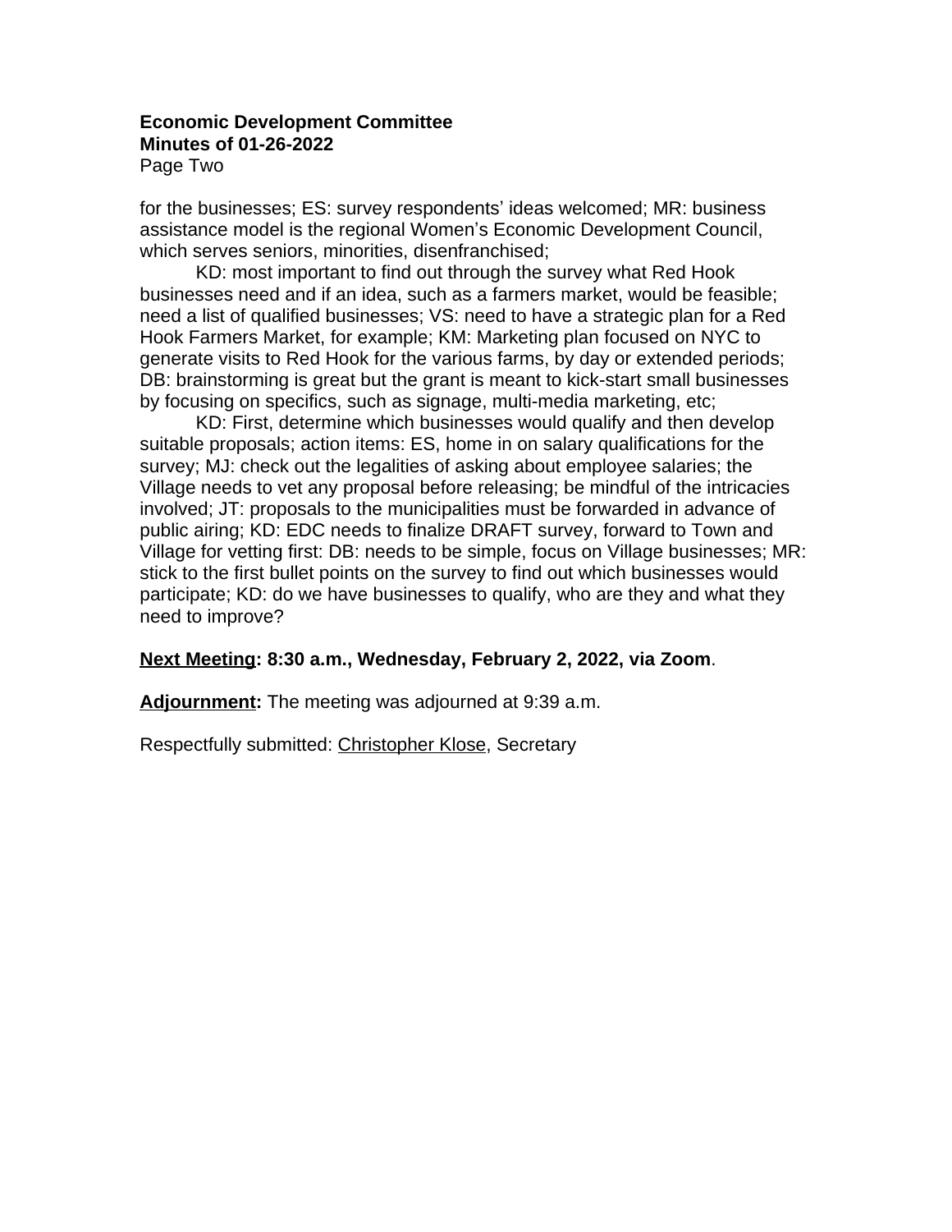for the businesses; ES: survey respondents' ideas welcomed; MR: business assistance model is the regional Women's Economic Development Council, which serves seniors, minorities, disenfranchised;

KD: most important to find out through the survey what Red Hook businesses need and if an idea, such as a farmers market, would be feasible; need a list of qualified businesses; VS: need to have a strategic plan for a Red Hook Farmers Market, for example; KM: Marketing plan focused on NYC to generate visits to Red Hook for the various farms, by day or extended periods; DB: brainstorming is great but the grant is meant to kick-start small businesses by focusing on specifics, such as signage, multi-media marketing, etc;

KD: First, determine which businesses would qualify and then develop suitable proposals; action items: ES, home in on salary qualifications for the survey; MJ: check out the legalities of asking about employee salaries; the Village needs to vet any proposal before releasing; be mindful of the intricacies involved; JT: proposals to the municipalities must be forwarded in advance of public airing; KD: EDC needs to finalize DRAFT survey, forward to Town and Village for vetting first: DB: needs to be simple, focus on Village businesses; MR: stick to the first bullet points on the survey to find out which businesses would participate; KD: do we have businesses to qualify, who are they and what they need to improve?

**Next Meeting: 8:30 a.m., Wednesday, February 2, 2022, via Zoom**.

**Adjournment:** The meeting was adjourned at 9:39 a.m.

Respectfully submitted: Christopher Klose, Secretary